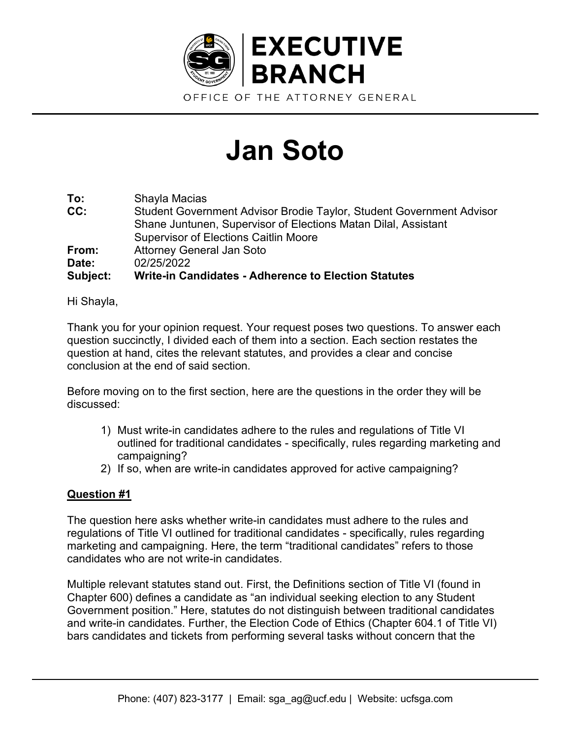EXECUTIVE BRANCH

OFFICE OF THE ATTORNEY GENERAL

# Jan Soto

**To:** Shayla Macias
**CC:** Student Government Advisor Brodie Taylor, Student Government Advisor Shane Juntunen, Supervisor of Elections Matan Dilal, Assistant Supervisor of Elections Caitlin Moore
**From:** Attorney General Jan Soto
**Date:** 02/25/2022
**Subject:** **Write-in Candidates - Adherence to Election Statutes**

Hi Shayla,

Thank you for your opinion request. Your request poses two questions. To answer each question succinctly, I divided each of them into a section. Each section restates the question at hand, cites the relevant statutes, and provides a clear and concise conclusion at the end of said section.

Before moving on to the first section, here are the questions in the order they will be discussed:

1) Must write-in candidates adhere to the rules and regulations of Title VI outlined for traditional candidates - specifically, rules regarding marketing and campaigning?
2) If so, when are write-in candidates approved for active campaigning?

## Question #1

The question here asks whether write-in candidates must adhere to the rules and regulations of Title VI outlined for traditional candidates - specifically, rules regarding marketing and campaigning. Here, the term "traditional candidates" refers to those candidates who are not write-in candidates.

Multiple relevant statutes stand out. First, the Definitions section of Title VI (found in Chapter 600) defines a candidate as "an individual seeking election to any Student Government position." Here, statutes do not distinguish between traditional candidates and write-in candidates. Further, the Election Code of Ethics (Chapter 604.1 of Title VI) bars candidates and tickets from performing several tasks without concern that the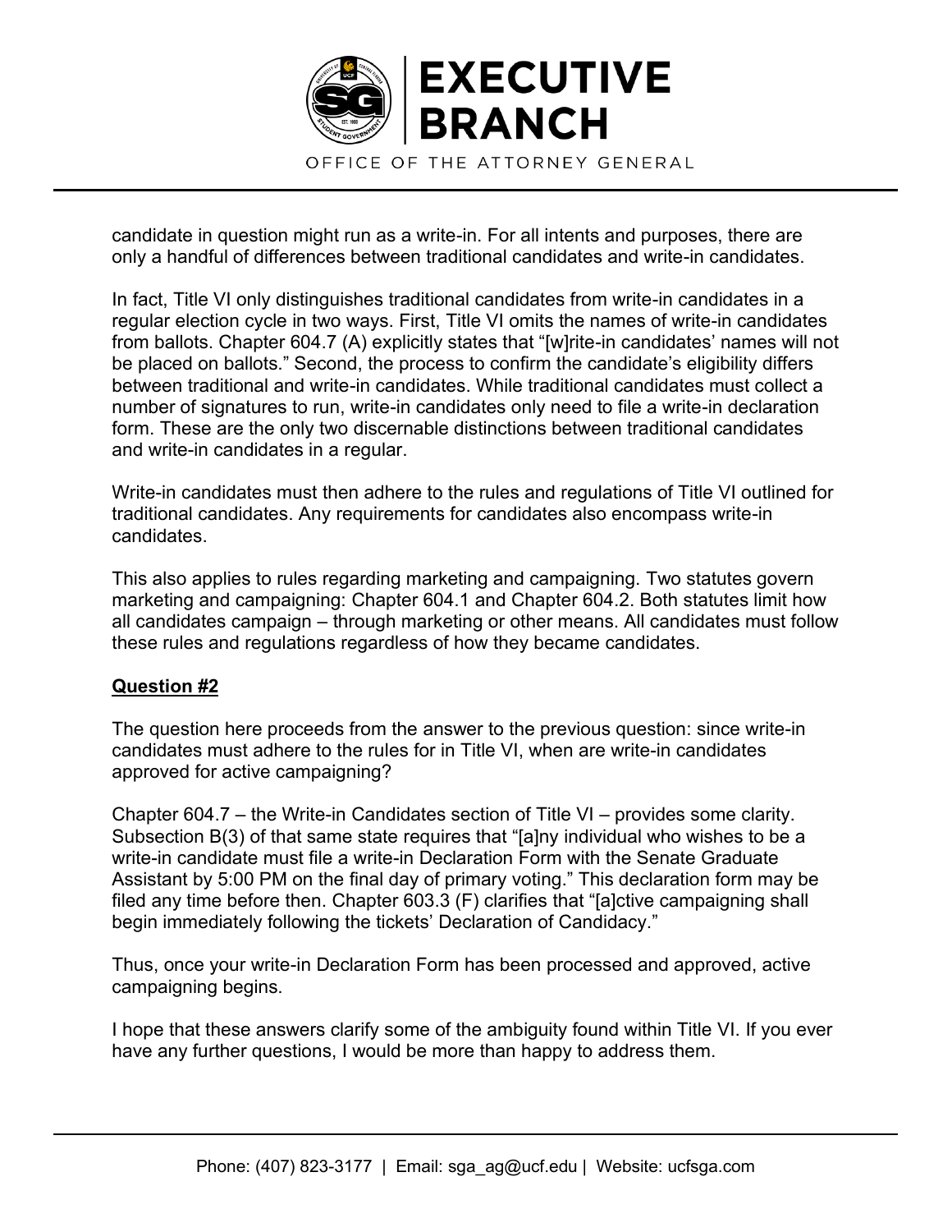candidate in question might run as a write-in. For all intents and purposes, there are only a handful of differences between traditional candidates and write-in candidates.

In fact, Title VI only distinguishes traditional candidates from write-in candidates in a regular election cycle in two ways. First, Title VI omits the names of write-in candidates from ballots. Chapter 604.7 (A) explicitly states that "[w]rite-in candidates' names will not be placed on ballots." Second, the process to confirm the candidate's eligibility differs between traditional and write-in candidates. While traditional candidates must collect a number of signatures to run, write-in candidates only need to file a write-in declaration form. These are the only two discernable distinctions between traditional candidates and write-in candidates in a regular.

Write-in candidates must then adhere to the rules and regulations of Title VI outlined for traditional candidates. Any requirements for candidates also encompass write-in candidates.

This also applies to rules regarding marketing and campaigning. Two statutes govern marketing and campaigning: Chapter 604.1 and Chapter 604.2. Both statutes limit how all candidates campaign – through marketing or other means. All candidates must follow these rules and regulations regardless of how they became candidates.

**Question #2**

The question here proceeds from the answer to the previous question: since write-in candidates must adhere to the rules for in Title VI, when are write-in candidates approved for active campaigning?

Chapter 604.7 – the Write-in Candidates section of Title VI – provides some clarity. Subsection B(3) of that same state requires that "[a]ny individual who wishes to be a write-in candidate must file a write-in Declaration Form with the Senate Graduate Assistant by 5:00 PM on the final day of primary voting." This declaration form may be filed any time before then. Chapter 603.3 (F) clarifies that "[a]ctive campaigning shall begin immediately following the tickets' Declaration of Candidacy."

Thus, once your write-in Declaration Form has been processed and approved, active campaigning begins.

I hope that these answers clarify some of the ambiguity found within Title VI. If you ever have any further questions, I would be more than happy to address them.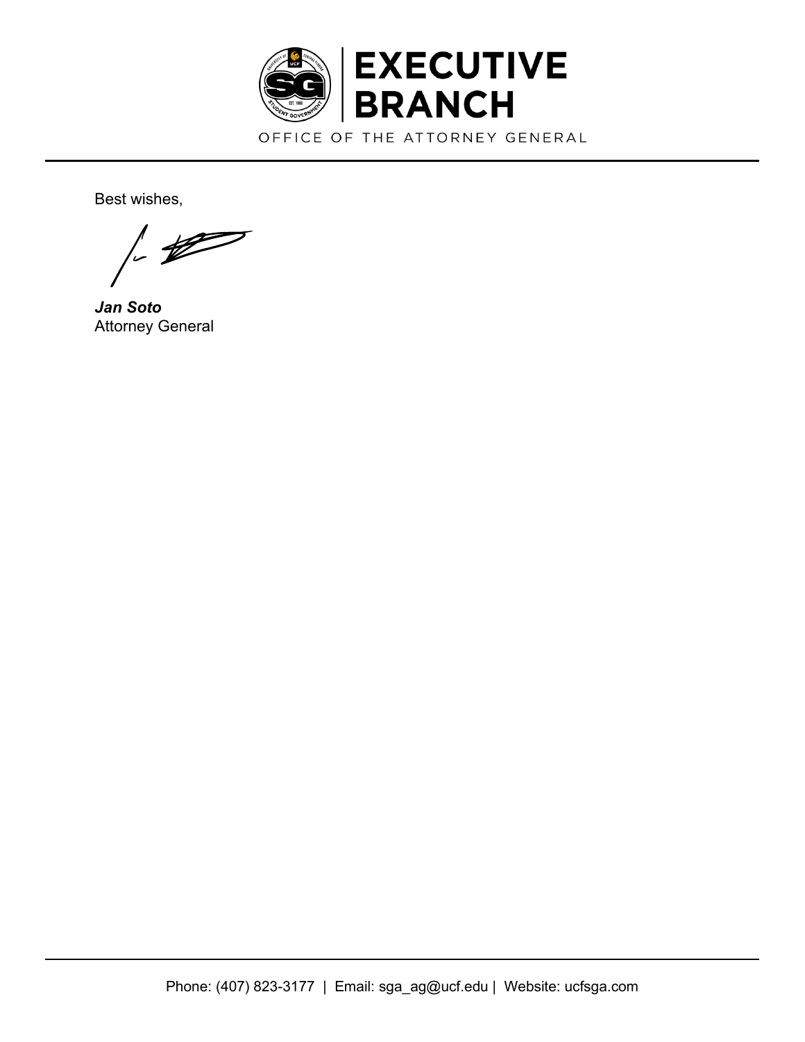Best wishes,

***Jan Soto***
Attorney General